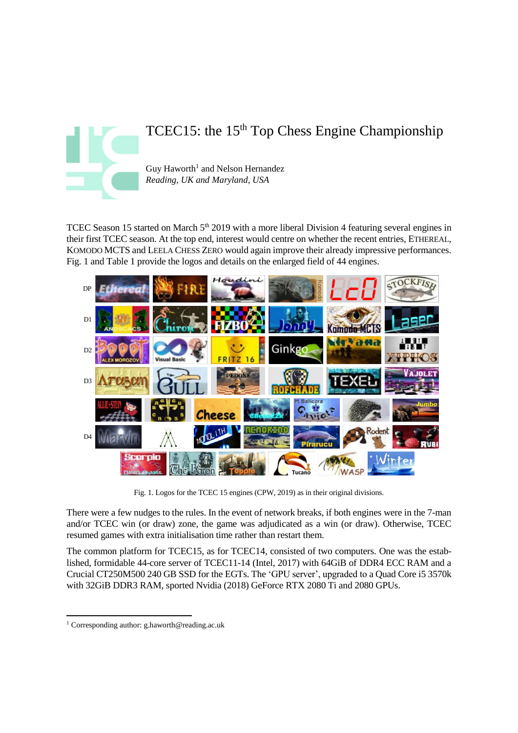# TCEC15: the 15th Top Chess Engine Championship

Guy Haworth[1] and Nelson Hernandez
*Reading, UK and Maryland, USA*

TCEC Season 15 started on March 5th 2019 with a more liberal Division 4 featuring several engines in their first TCEC season. At the top end, interest would centre on whether the recent entries, ETHEREAL, KOMODO MCTS and LEELA CHESS ZERO would again improve their already impressive performances. Fig. 1 and Table 1 provide the logos and details on the enlarged field of 44 engines.

Fig. 1. Logos for the TCEC 15 engines (CPW, 2019) as in their original divisions.

There were a few nudges to the rules. In the event of network breaks, if both engines were in the 7-man and/or TCEC win (or draw) zone, the game was adjudicated as a win (or draw). Otherwise, TCEC resumed games with extra initialisation time rather than restart them.

The common platform for TCEC15, as for TCEC14, consisted of two computers. One was the established, formidable 44-core server of TCEC11-14 (Intel, 2017) with 64GiB of DDR4 ECC RAM and a Crucial CT250M500 240 GB SSD for the EGTs. The 'GPU server', upgraded to a Quad Core i5 3570k with 32GiB DDR3 RAM, sported Nvidia (2018) GeForce RTX 2080 Ti and 2080 GPUs.

[1] Corresponding author: g.haworth@reading.ac.uk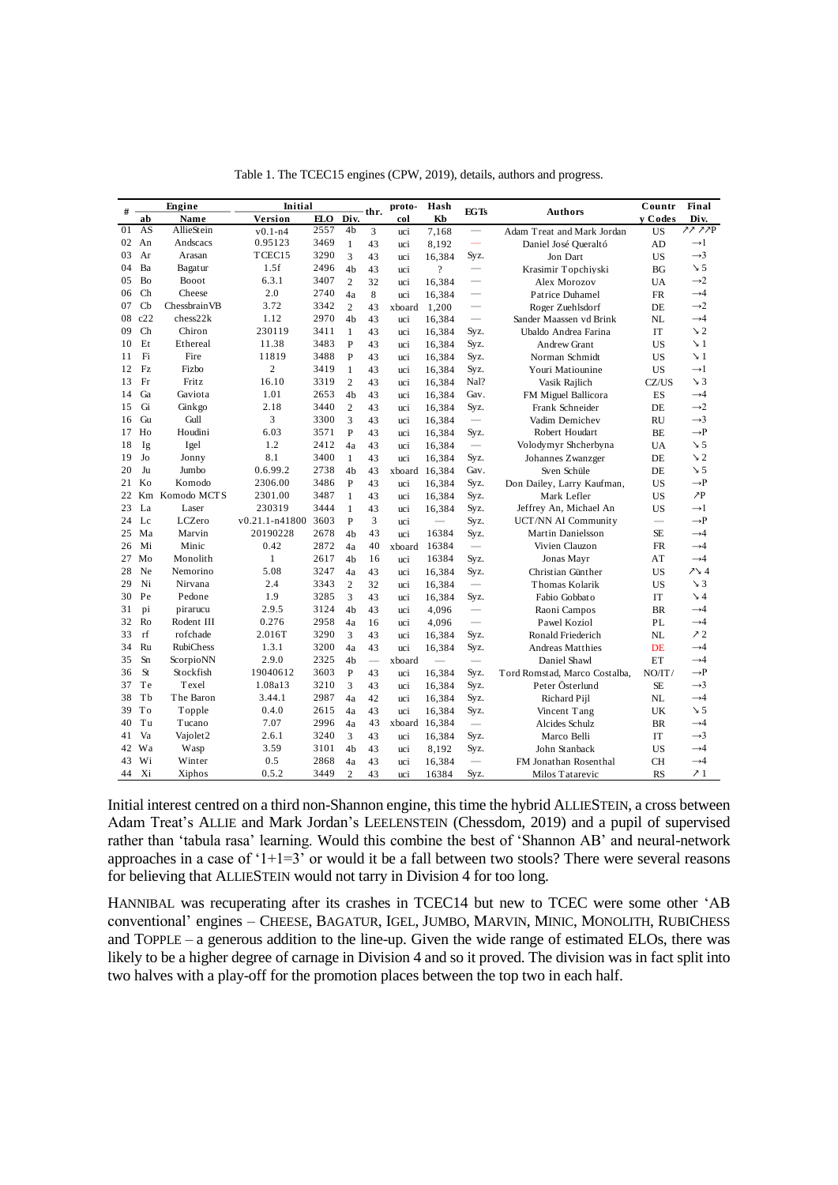Table 1. The TCEC15 engines (CPW, 2019), details, authors and progress.

| # | Engine | | Initial | | | thr. | proto-col | Hash Kb | EGTs | Authors | Country Codes | Final Div. |
|---|---|---|---|---|---|---|---|---|---|---|---|---|
| | ab | Name | Version | ELO | Div. | | | | | | | |
| 01 | AS | AllieStein | v0.1-n4 | 2557 | 4b | 3 | uci | 7,168 | — | Adam Treat and Mark Jordan | US | ↗↗ ↗↗P |
| 02 | An | Andscacs | 0.95123 | 3469 | 1 | 43 | uci | 8,192 | — | Daniel José Queraltó | AD | →1 |
| 03 | Ar | Arasan | TCEC15 | 3290 | 3 | 43 | uci | 16,384 | Syz. | Jon Dart | US | →3 |
| 04 | Ba | Bagatur | 1.5f | 2496 | 4b | 43 | uci | ? | — | Krasimir Topchiyski | BG | ↘5 |
| 05 | Bo | Booot | 6.3.1 | 3407 | 2 | 32 | uci | 16,384 | — | Alex Morozov | UA | →2 |
| 06 | Ch | Cheese | 2.0 | 2740 | 4a | 8 | uci | 16,384 | — | Patrice Duhamel | FR | →4 |
| 07 | Cb | ChessbrainVB | 3.72 | 3342 | 2 | 43 | xboard | 1,200 | — | Roger Zuehlsdorf | DE | →2 |
| 08 | c22 | chess22k | 1.12 | 2970 | 4b | 43 | uci | 16,384 | — | Sander Maassen vd Brink | NL | →4 |
| 09 | Ch | Chiron | 230119 | 3411 | 1 | 43 | uci | 16,384 | Syz. | Ubaldo Andrea Farina | IT | ↘2 |
| 10 | Et | Ethereal | 11.38 | 3483 | P | 43 | uci | 16,384 | Syz. | Andrew Grant | US | ↘1 |
| 11 | Fi | Fire | 11819 | 3488 | P | 43 | uci | 16,384 | Syz. | Norman Schmidt | US | ↘1 |
| 12 | Fz | Fizbo | 2 | 3419 | 1 | 43 | uci | 16,384 | Syz. | Youri Matiounine | US | →1 |
| 13 | Fr | Fritz | 16.10 | 3319 | 2 | 43 | uci | 16,384 | Nal? | Vasik Rajlich | CZ/US | ↘3 |
| 14 | Ga | Gaviota | 1.01 | 2653 | 4b | 43 | uci | 16,384 | Gav. | FM Miguel Ballicora | ES | →4 |
| 15 | Gi | Ginkgo | 2.18 | 3440 | 2 | 43 | uci | 16,384 | Syz. | Frank Schneider | DE | →2 |
| 16 | Gu | Gull | 3 | 3300 | 3 | 43 | uci | 16,384 | — | Vadim Demichev | RU | →3 |
| 17 | Ho | Houdini | 6.03 | 3571 | P | 43 | uci | 16,384 | Syz. | Robert Houdart | BE | →P |
| 18 | Ig | Igel | 1.2 | 2412 | 4a | 43 | uci | 16,384 | — | Volodymyr Shcherbyna | UA | ↘5 |
| 19 | Jo | Jonny | 8.1 | 3400 | 1 | 43 | uci | 16,384 | Syz. | Johannes Zwanzger | DE | ↘2 |
| 20 | Ju | Jumbo | 0.6.99.2 | 2738 | 4b | 43 | xboard | 16,384 | Gav. | Sven Schüle | DE | ↘5 |
| 21 | Ko | Komodo | 2306.00 | 3486 | P | 43 | uci | 16,384 | Syz. | Don Dailey, Larry Kaufman, | US | →P |
| 22 | Km | Komodo MCTS | 2301.00 | 3487 | 1 | 43 | uci | 16,384 | Syz. | Mark Lefler | US | ↗P |
| 23 | La | Laser | 230319 | 3444 | 1 | 43 | uci | 16,384 | Syz. | Jeffrey An, Michael An | US | →1 |
| 24 | Lc | LCZero | v0.21.1-n41800 | 3603 | P | 3 | uci | — | Syz. | UCT/NN AI Community | — | →P |
| 25 | Ma | Marvin | 20190228 | 2678 | 4b | 43 | uci | 16384 | Syz. | Martin Danielsson | SE | →4 |
| 26 | Mi | Minic | 0.42 | 2872 | 4a | 40 | xboard | 16384 | — | Vivien Clauzon | FR | →4 |
| 27 | Mo | Monolith | 1 | 2617 | 4b | 16 | uci | 16384 | Syz. | Jonas Mayr | AT | →4 |
| 28 | Ne | Nemorino | 5.08 | 3247 | 4a | 43 | uci | 16,384 | Syz. | Christian Günther | US | ↗↘4 |
| 29 | Ni | Nirvana | 2.4 | 3343 | 2 | 32 | uci | 16,384 | — | Thomas Kolarik | US | ↘3 |
| 30 | Pe | Pedone | 1.9 | 3285 | 3 | 43 | uci | 16,384 | Syz. | Fabio Gobbato | IT | ↘4 |
| 31 | pi | pirarucu | 2.9.5 | 3124 | 4b | 43 | uci | 4,096 | — | Raoni Campos | BR | →4 |
| 32 | Ro | Rodent III | 0.276 | 2958 | 4a | 16 | uci | 4,096 | — | Pawel Koziol | PL | →4 |
| 33 | rf | rofchade | 2.016T | 3290 | 3 | 43 | uci | 16,384 | Syz. | Ronald Friederich | NL | ↗2 |
| 34 | Ru | RubiChess | 1.3.1 | 3200 | 4a | 43 | uci | 16,384 | Syz. | Andreas Matthies | DE | →4 |
| 35 | Sn | ScorpioNN | 2.9.0 | 2325 | 4b | — | xboard | — | — | Daniel Shawl | ET | →4 |
| 36 | St | Stockfish | 19040612 | 3603 | P | 43 | uci | 16,384 | Syz. | Tord Romstad, Marco Costalba, | NO/IT/ | →P |
| 37 | Te | Texel | 1.08a13 | 3210 | 3 | 43 | uci | 16,384 | Syz. | Peter Österlund | SE | →3 |
| 38 | Tb | The Baron | 3.44.1 | 2987 | 4a | 42 | uci | 16,384 | Syz. | Richard Pijl | NL | →4 |
| 39 | To | Topple | 0.4.0 | 2615 | 4a | 43 | uci | 16,384 | Syz. | Vincent Tang | UK | ↘5 |
| 40 | Tu | Tucano | 7.07 | 2996 | 4a | 43 | xboard | 16,384 | — | Alcides Schulz | BR | →4 |
| 41 | Va | Vajolet2 | 2.6.1 | 3240 | 3 | 43 | uci | 16,384 | Syz. | Marco Belli | IT | →3 |
| 42 | Wa | Wasp | 3.59 | 3101 | 4b | 43 | uci | 8,192 | Syz. | John Stanback | US | →4 |
| 43 | Wi | Winter | 0.5 | 2868 | 4a | 43 | uci | 16,384 | — | FM Jonathan Rosenthal | CH | →4 |
| 44 | Xi | Xiphos | 0.5.2 | 3449 | 2 | 43 | uci | 16384 | Syz. | Milos Tatarevic | RS | ↗1 |

Initial interest centred on a third non-Shannon engine, this time the hybrid ALLIESTEIN, a cross between Adam Treat's ALLIE and Mark Jordan's LEELENSTEIN (Chessdom, 2019) and a pupil of supervised rather than 'tabula rasa' learning. Would this combine the best of 'Shannon AB' and neural-network approaches in a case of '1+1=3' or would it be a fall between two stools? There were several reasons for believing that ALLIESTEIN would not tarry in Division 4 for too long.

HANNIBAL was recuperating after its crashes in TCEC14 but new to TCEC were some other 'AB conventional' engines – CHEESE, BAGATUR, IGEL, JUMBO, MARVIN, MINIC, MONOLITH, RUBICHESS and TOPPLE – a generous addition to the line-up. Given the wide range of estimated ELOs, there was likely to be a higher degree of carnage in Division 4 and so it proved. The division was in fact split into two halves with a play-off for the promotion places between the top two in each half.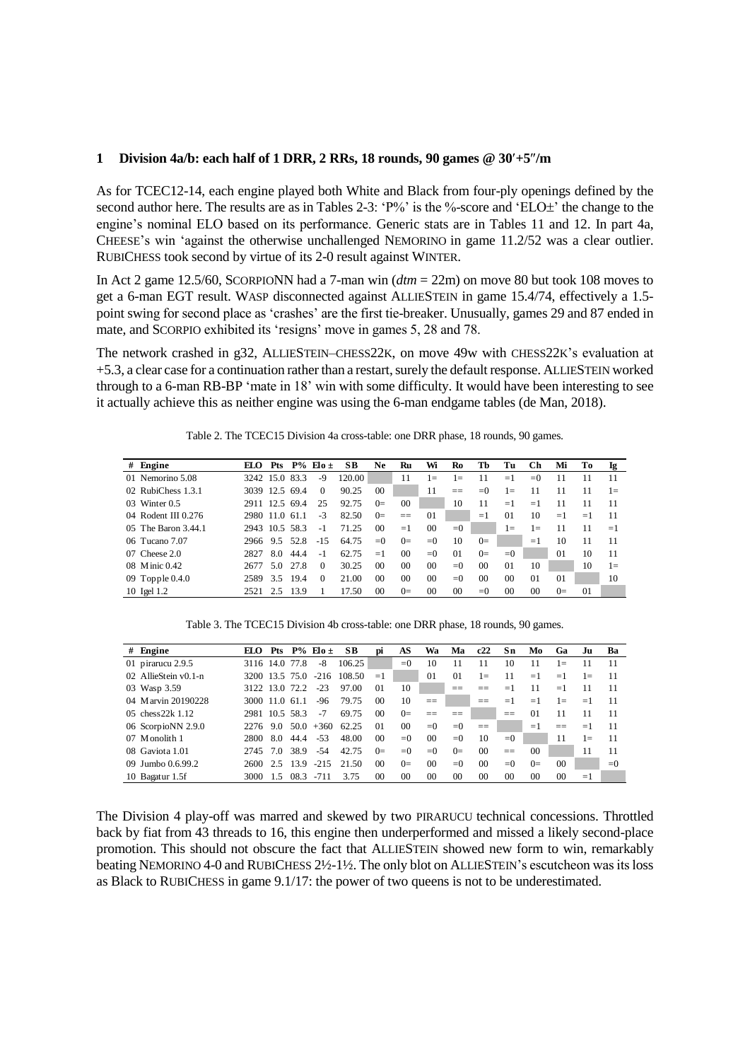## 1 Division 4a/b: each half of 1 DRR, 2 RRs, 18 rounds, 90 games @ 30′+5″/m

As for TCEC12-14, each engine played both White and Black from four-ply openings defined by the second author here. The results are as in Tables 2-3: 'P%' is the %-score and 'ELO±' the change to the engine's nominal ELO based on its performance. Generic stats are in Tables 11 and 12. In part 4a, CHEESE's win 'against the otherwise unchallenged NEMORINO in game 11.2/52 was a clear outlier. RUBICHESS took second by virtue of its 2-0 result against WINTER.

In Act 2 game 12.5/60, SCORPIONN had a 7-man win (*dtm* = 22m) on move 80 but took 108 moves to get a 6-man EGT result. WASP disconnected against ALLIESTEIN in game 15.4/74, effectively a 1.5-point swing for second place as 'crashes' are the first tie-breaker. Unusually, games 29 and 87 ended in mate, and SCORPIO exhibited its 'resigns' move in games 5, 28 and 78.

The network crashed in g32, ALLIESTEIN–CHESS22K, on move 49w with CHESS22K's evaluation at +5.3, a clear case for a continuation rather than a restart, surely the default response. ALLIESTEIN worked through to a 6-man RB-BP 'mate in 18' win with some difficulty. It would have been interesting to see it actually achieve this as neither engine was using the 6-man endgame tables (de Man, 2018).

Table 2. The TCEC15 Division 4a cross-table: one DRR phase, 18 rounds, 90 games.

| # | Engine | ELO | Pts | P% | Elo ± | SB | Ne | Ru | Wi | Ro | Tb | Tu | Ch | Mi | To | Ig |
|---|---|---|---|---|---|---|---|---|---|---|---|---|---|---|---|---|
| 01 | Nemorino 5.08 | 3242 | 15.0 | 83.3 | -9 | 120.00 | | 11 | 1= | 1= | 11 | =1 | =0 | 11 | 11 | 11 |
| 02 | RubiChess 1.3.1 | 3039 | 12.5 | 69.4 | 0 | 90.25 | 00 | | 11 | == | =0 | 1= | 11 | 11 | 11 | 1= |
| 03 | Winter 0.5 | 2911 | 12.5 | 69.4 | 25 | 92.75 | 0= | 00 | | 10 | 11 | =1 | =1 | 11 | 11 | 11 |
| 04 | Rodent III 0.276 | 2980 | 11.0 | 61.1 | -3 | 82.50 | 0= | == | 01 | | =1 | 01 | 10 | =1 | =1 | 11 |
| 05 | The Baron 3.44.1 | 2943 | 10.5 | 58.3 | -1 | 71.25 | 00 | =1 | 00 | =0 | | 1= | 1= | 11 | 11 | =1 |
| 06 | Tucano 7.07 | 2966 | 9.5 | 52.8 | -15 | 64.75 | =0 | 0= | =0 | 10 | 0= | | =1 | 10 | 11 | 11 |
| 07 | Cheese 2.0 | 2827 | 8.0 | 44.4 | -1 | 62.75 | =1 | 00 | =0 | 01 | 0= | =0 | | 01 | 10 | 11 |
| 08 | Minic 0.42 | 2677 | 5.0 | 27.8 | 0 | 30.25 | 00 | 00 | 00 | =0 | 00 | 01 | 10 | | 10 | 1= |
| 09 | Topple 0.4.0 | 2589 | 3.5 | 19.4 | 0 | 21.00 | 00 | 00 | 00 | =0 | 00 | 00 | 01 | 01 | | 10 |
| 10 | Igel 1.2 | 2521 | 2.5 | 13.9 | 1 | 17.50 | 00 | 0= | 00 | 00 | =0 | 00 | 00 | 0= | 01 | |

Table 3. The TCEC15 Division 4b cross-table: one DRR phase, 18 rounds, 90 games.

| # | Engine | ELO | Pts | P% | Elo ± | SB | pi | AS | Wa | Ma | c22 | Sn | Mo | Ga | Ju | Ba |
|---|---|---|---|---|---|---|---|---|---|---|---|---|---|---|---|---|
| 01 | pirarucu 2.9.5 | 3116 | 14.0 | 77.8 | -8 | 106.25 | | =0 | 10 | 11 | 11 | 10 | 11 | 1= | 11 | 11 |
| 02 | AllieStein v0.1-n | 3200 | 13.5 | 75.0 | -216 | 108.50 | =1 | | 01 | 01 | 1= | 11 | =1 | =1 | 1= | 11 |
| 03 | Wasp 3.59 | 3122 | 13.0 | 72.2 | -23 | 97.00 | 01 | 10 | | == | == | =1 | 11 | =1 | 11 | 11 |
| 04 | Marvin 20190228 | 3000 | 11.0 | 61.1 | -96 | 79.75 | 00 | 10 | == | | == | =1 | =1 | 1= | =1 | 11 |
| 05 | chess22k 1.12 | 2981 | 10.5 | 58.3 | -7 | 69.75 | 00 | 0= | == | == | | == | 01 | 11 | 11 | 11 |
| 06 | ScorpioNN 2.9.0 | 2276 | 9.0 | 50.0 | +360 | 62.25 | 01 | 00 | =0 | =0 | == | | =1 | == | =1 | 11 |
| 07 | Monolith 1 | 2800 | 8.0 | 44.4 | -53 | 48.00 | 00 | =0 | 00 | =0 | 10 | =0 | | 11 | 1= | 11 |
| 08 | Gaviota 1.01 | 2745 | 7.0 | 38.9 | -54 | 42.75 | 0= | =0 | =0 | 0= | 00 | == | 00 | | 11 | 11 |
| 09 | Jumbo 0.6.99.2 | 2600 | 2.5 | 13.9 | -215 | 21.50 | 00 | 0= | 00 | =0 | 00 | =0 | 0= | 00 | | =0 |
| 10 | Bagatur 1.5f | 3000 | 1.5 | 08.3 | -711 | 3.75 | 00 | 00 | 00 | 00 | 00 | 00 | 00 | 00 | =1 | |

The Division 4 play-off was marred and skewed by two PIRARUCU technical concessions. Throttled back by fiat from 43 threads to 16, this engine then underperformed and missed a likely second-place promotion. This should not obscure the fact that ALLIESTEIN showed new form to win, remarkably beating NEMORINO 4-0 and RUBICHESS 2½-1½. The only blot on ALLIESTEIN's escutcheon was its loss as Black to RUBICHESS in game 9.1/17: the power of two queens is not to be underestimated.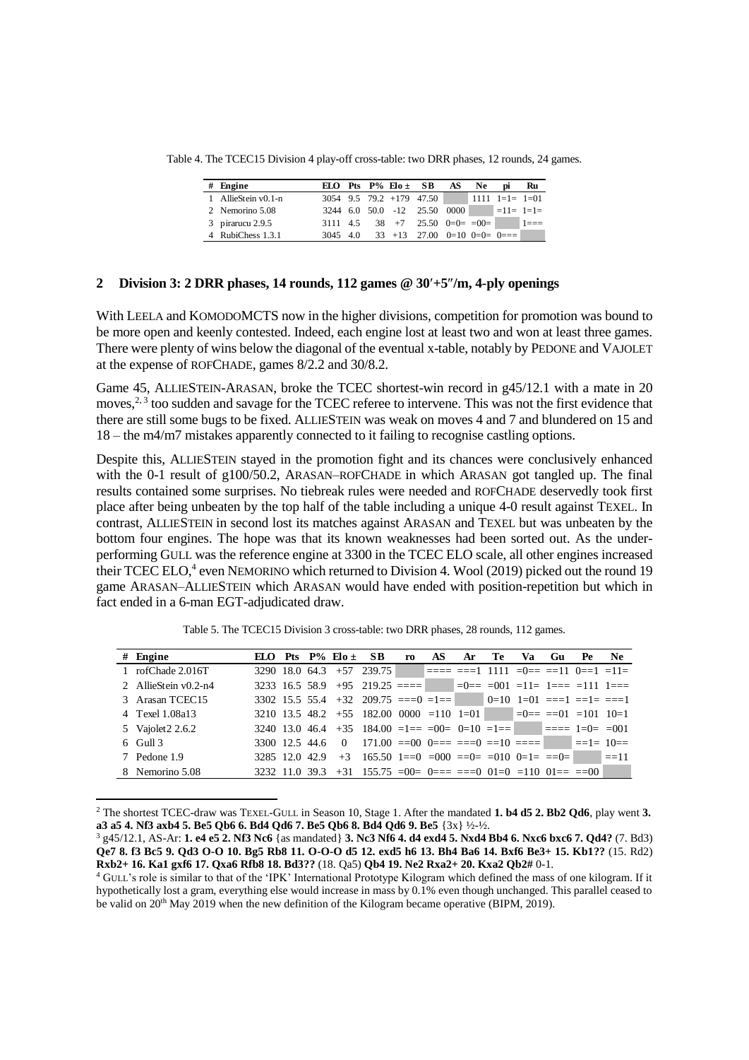Table 4. The TCEC15 Division 4 play-off cross-table: two DRR phases, 12 rounds, 24 games.

| # | Engine | ELO | Pts | P% | Elo ± | SB | AS | Ne | pi | Ru |
|---|---|---|---|---|---|---|---|---|---|---|
| 1 | AllieStein v0.1-n | 3054 | 9.5 | 79.2 | +179 | 47.50 | | 1111 | 1=1= | 1=01 |
| 2 | Nemorino 5.08 | 3244 | 6.0 | 50.0 | -12 | 25.50 | 0000 | | =11= | 1=1= |
| 3 | pirarucu 2.9.5 | 3111 | 4.5 | 38 | +7 | 25.50 | 0=0= | =00= | | 1=== |
| 4 | RubiChess 1.3.1 | 3045 | 4.0 | 33 | +13 | 27.00 | 0=10 | 0=0= | 0=== | |

## 2 Division 3: 2 DRR phases, 14 rounds, 112 games @ 30′+5″/m, 4-ply openings

With LEELA and KOMODOMCTS now in the higher divisions, competition for promotion was bound to be more open and keenly contested. Indeed, each engine lost at least two and won at least three games. There were plenty of wins below the diagonal of the eventual x-table, notably by PEDONE and VAJOLET at the expense of ROFCHADE, games 8/2.2 and 30/8.2.

Game 45, ALLIESTEIN-ARASAN, broke the TCEC shortest-win record in g45/12.1 with a mate in 20 moves,[2, 3] too sudden and savage for the TCEC referee to intervene. This was not the first evidence that there are still some bugs to be fixed. ALLIESTEIN was weak on moves 4 and 7 and blundered on 15 and 18 – the m4/m7 mistakes apparently connected to it failing to recognise castling options.

Despite this, ALLIESTEIN stayed in the promotion fight and its chances were conclusively enhanced with the 0-1 result of g100/50.2, ARASAN–ROFCHADE in which ARASAN got tangled up. The final results contained some surprises. No tiebreak rules were needed and ROFCHADE deservedly took first place after being unbeaten by the top half of the table including a unique 4-0 result against TEXEL. In contrast, ALLIESTEIN in second lost its matches against ARASAN and TEXEL but was unbeaten by the bottom four engines. The hope was that its known weaknesses had been sorted out. As the under-performing GULL was the reference engine at 3300 in the TCEC ELO scale, all other engines increased their TCEC ELO,[4] even NEMORINO which returned to Division 4. Wool (2019) picked out the round 19 game ARASAN–ALLIESTEIN which ARASAN would have ended with position-repetition but which in fact ended in a 6-man EGT-adjudicated draw.

Table 5. The TCEC15 Division 3 cross-table: two DRR phases, 28 rounds, 112 games.

| # | Engine | ELO | Pts | P% | Elo ± | SB | ro | AS | Ar | Te | Va | Gu | Pe | Ne |
|---|---|---|---|---|---|---|---|---|---|---|---|---|---|---|
| 1 | rofChade 2.016T | 3290 | 18.0 | 64.3 | +57 | 239.75 | | ==== | ===1 | 1111 | =0== | ==11 | 0==1 | =11= |
| 2 | AllieStein v0.2-n4 | 3233 | 16.5 | 58.9 | +95 | 219.25 | ==== | | =0== | =001 | =11= | 1=== | =111 | 1=== |
| 3 | Arasan TCEC15 | 3302 | 15.5 | 55.4 | +32 | 209.75 | ===0 | =1== | | 0=10 | 1=01 | ===1 | ==1= | ===1 |
| 4 | Texel 1.08a13 | 3210 | 13.5 | 48.2 | +55 | 182.00 | 0000 | =110 | 1=01 | | =0== | ==01 | =101 | 10=1 |
| 5 | Vajolet2 2.6.2 | 3240 | 13.0 | 46.4 | +35 | 184.00 | =1== | =00= | 0=10 | =1== | | ==== | 1=0= | =001 |
| 6 | Gull 3 | 3300 | 12.5 | 44.6 | 0 | 171.00 | ==00 | 0=== | ===0 | ==10 | ==== | | ==1= | 10== |
| 7 | Pedone 1.9 | 3285 | 12.0 | 42.9 | +3 | 165.50 | 1==0 | =000 | ==0= | =010 | 0=1= | ==0= | | ==11 |
| 8 | Nemorino 5.08 | 3232 | 11.0 | 39.3 | +31 | 155.75 | =00= | 0=== | ===0 | 01=0 | =110 | 01== | ==00 | |

---

[2] The shortest TCEC-draw was TEXEL-GULL in Season 10, Stage 1. After the mandated **1. b4 d5 2. Bb2 Qd6**, play went **3. a3 a5 4. Nf3 axb4 5. Be5 Qb6 6. Bd4 Qd6 7. Be5 Qb6 8. Bd4 Qd6 9. Be5** {3x} ½-½.

[3] g45/12.1, AS-Ar: **1. e4 e5 2. Nf3 Nc6** {as mandated} **3. Nc3 Nf6 4. d4 exd4 5. Nxd4 Bb4 6. Nxc6 bxc6 7. Qd4?** (7. Bd3) **Qe7 8. f3 Bc5 9. Qd3 O-O 10. Bg5 Rb8 11. O-O-O d5 12. exd5 h6 13. Bh4 Ba6 14. Bxf6 Be3+ 15. Kb1!?** (15. Rd2) **Rxb2+ 16. Ka1 gxf6 17. Qxa6 Rfb8 18. Bd3??** (18. Qa5) **Qb4 19. Ne2 Rxa2+ 20. Kxa2 Qb2#** 0-1.

[4] GULL's role is similar to that of the 'IPK' International Prototype Kilogram which defined the mass of one kilogram. If it hypothetically lost a gram, everything else would increase in mass by 0.1% even though unchanged. This parallel ceased to be valid on 20th May 2019 when the new definition of the Kilogram became operative (BIPM, 2019).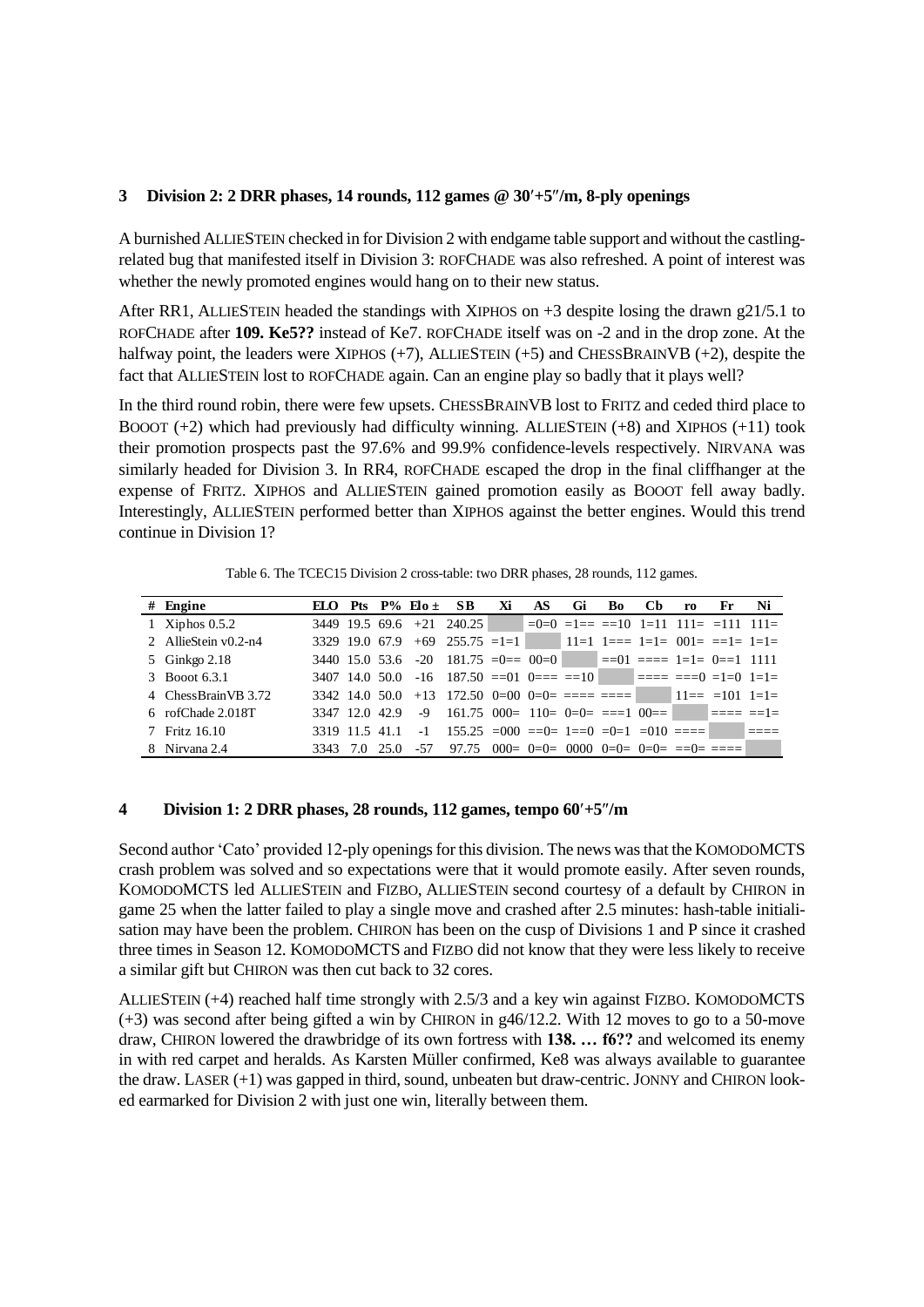## 3 Division 2: 2 DRR phases, 14 rounds, 112 games @ 30′+5″/m, 8-ply openings

A burnished ALLIESTEIN checked in for Division 2 with endgame table support and without the castling-related bug that manifested itself in Division 3: ROFCHADE was also refreshed. A point of interest was whether the newly promoted engines would hang on to their new status.

After RR1, ALLIESTEIN headed the standings with XIPHOS on +3 despite losing the drawn g21/5.1 to ROFCHADE after **109. Ke5??** instead of Ke7. ROFCHADE itself was on -2 and in the drop zone. At the halfway point, the leaders were XIPHOS (+7), ALLIESTEIN (+5) and CHESSBRAINVB (+2), despite the fact that ALLIESTEIN lost to ROFCHADE again. Can an engine play so badly that it plays well?

In the third round robin, there were few upsets. CHESSBRAINVB lost to FRITZ and ceded third place to BOOOT (+2) which had previously had difficulty winning. ALLIESTEIN (+8) and XIPHOS (+11) took their promotion prospects past the 97.6% and 99.9% confidence-levels respectively. NIRVANA was similarly headed for Division 3. In RR4, ROFCHADE escaped the drop in the final cliffhanger at the expense of FRITZ. XIPHOS and ALLIESTEIN gained promotion easily as BOOOT fell away badly. Interestingly, ALLIESTEIN performed better than XIPHOS against the better engines. Would this trend continue in Division 1?

Table 6. The TCEC15 Division 2 cross-table: two DRR phases, 28 rounds, 112 games.

| # | Engine | ELO | Pts | P% | Elo ± | SB | Xi | AS | Gi | Bo | Cb | ro | Fr | Ni |
|---|---|---|---|---|---|---|---|---|---|---|---|---|---|---|
| 1 | Xiphos 0.5.2 | 3449 | 19.5 | 69.6 | +21 | 240.25 | | =0=0 | =1== | ==10 | 1=11 | 111= | =111 | 111= |
| 2 | AllieStein v0.2-n4 | 3329 | 19.0 | 67.9 | +69 | 255.75 | =1=1 | | 11=1 | 1=== | 1=1= | 001= | ==1= | 1=1= |
| 5 | Ginkgo 2.18 | 3440 | 15.0 | 53.6 | -20 | 181.75 | =0== | 00=0 | | ==01 | ==== | 1=1= | 0==1 | 1111 |
| 3 | Booot 6.3.1 | 3407 | 14.0 | 50.0 | -16 | 187.50 | ==01 | 0=== | ==10 | | ==== | ===0 | =1=0 | 1=1= |
| 4 | ChessBrainVB 3.72 | 3342 | 14.0 | 50.0 | +13 | 172.50 | 0=00 | 0=0= | ==== | ==== | | 11== | =101 | 1=1= |
| 6 | rofChade 2.018T | 3347 | 12.0 | 42.9 | -9 | 161.75 | 000= | 110= | 0=0= | ===1 | 00== | | ==== | ==1= |
| 7 | Fritz 16.10 | 3319 | 11.5 | 41.1 | -1 | 155.25 | =000 | ==0= | 1==0 | =0=1 | =010 | ==== | | ==== |
| 8 | Nirvana 2.4 | 3343 | 7.0 | 25.0 | -57 | 97.75 | 000= | 0=0= | 0000 | 0=0= | 0=0= | ==0= | ==== | |

## 4 Division 1: 2 DRR phases, 28 rounds, 112 games, tempo 60′+5″/m

Second author 'Cato' provided 12-ply openings for this division. The news was that the KOMODOMCTS crash problem was solved and so expectations were that it would promote easily. After seven rounds, KOMODOMCTS led ALLIESTEIN and FIZBO, ALLIESTEIN second courtesy of a default by CHIRON in game 25 when the latter failed to play a single move and crashed after 2.5 minutes: hash-table initialisation may have been the problem. CHIRON has been on the cusp of Divisions 1 and P since it crashed three times in Season 12. KOMODOMCTS and FIZBO did not know that they were less likely to receive a similar gift but CHIRON was then cut back to 32 cores.

ALLIESTEIN (+4) reached half time strongly with 2.5/3 and a key win against FIZBO. KOMODOMCTS (+3) was second after being gifted a win by CHIRON in g46/12.2. With 12 moves to go to a 50-move draw, CHIRON lowered the drawbridge of its own fortress with **138. … f6??** and welcomed its enemy in with red carpet and heralds. As Karsten Müller confirmed, Ke8 was always available to guarantee the draw. LASER (+1) was gapped in third, sound, unbeaten but draw-centric. JONNY and CHIRON looked earmarked for Division 2 with just one win, literally between them.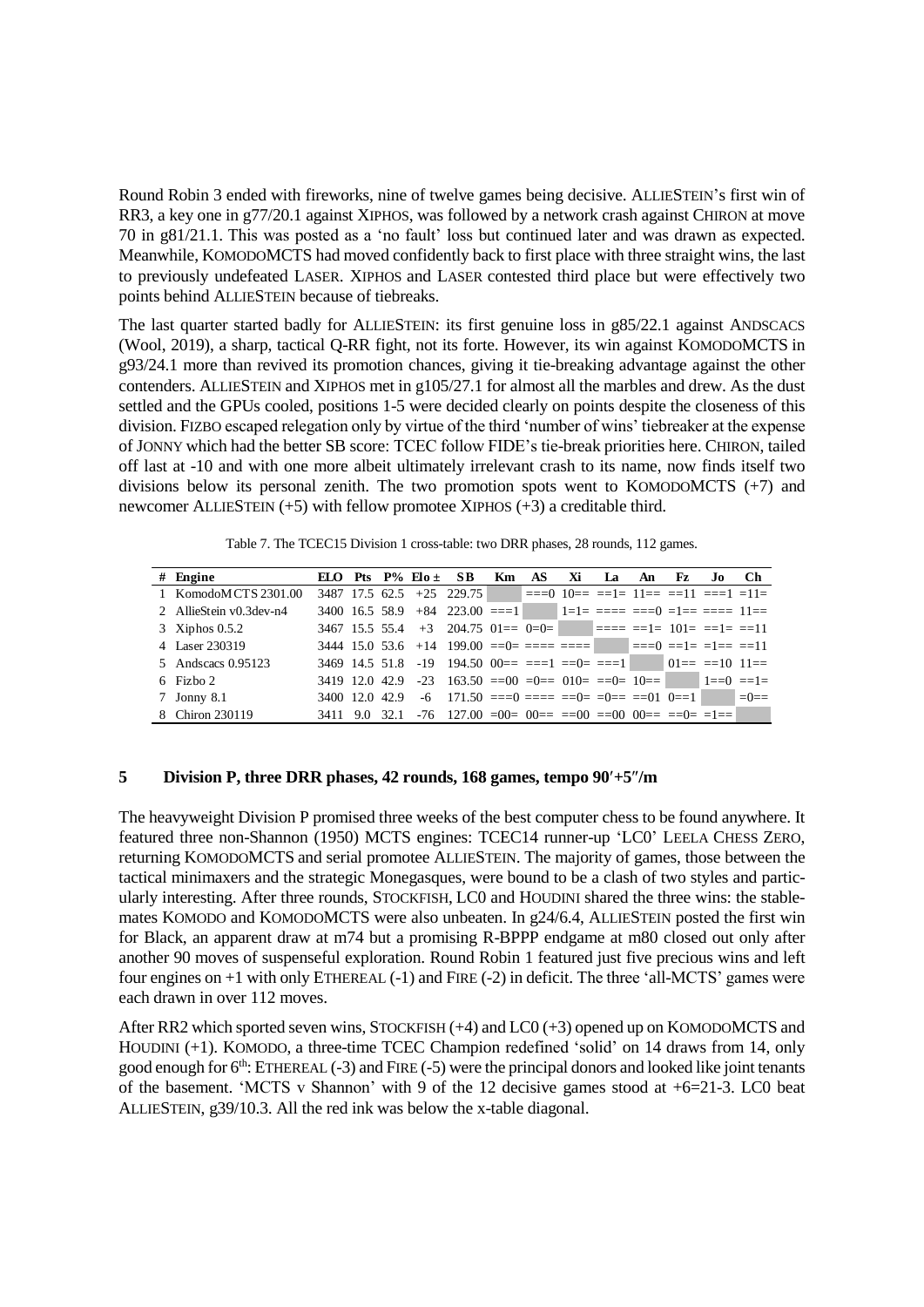Round Robin 3 ended with fireworks, nine of twelve games being decisive. ALLIESTEIN's first win of RR3, a key one in g77/20.1 against XIPHOS, was followed by a network crash against CHIRON at move 70 in g81/21.1. This was posted as a 'no fault' loss but continued later and was drawn as expected. Meanwhile, KOMODOMCTS had moved confidently back to first place with three straight wins, the last to previously undefeated LASER. XIPHOS and LASER contested third place but were effectively two points behind ALLIESTEIN because of tiebreaks.

The last quarter started badly for ALLIESTEIN: its first genuine loss in g85/22.1 against ANDSCACS (Wool, 2019), a sharp, tactical Q-RR fight, not its forte. However, its win against KOMODOMCTS in g93/24.1 more than revived its promotion chances, giving it tie-breaking advantage against the other contenders. ALLIESTEIN and XIPHOS met in g105/27.1 for almost all the marbles and drew. As the dust settled and the GPUs cooled, positions 1-5 were decided clearly on points despite the closeness of this division. FIZBO escaped relegation only by virtue of the third 'number of wins' tiebreaker at the expense of JONNY which had the better SB score: TCEC follow FIDE's tie-break priorities here. CHIRON, tailed off last at -10 and with one more albeit ultimately irrelevant crash to its name, now finds itself two divisions below its personal zenith. The two promotion spots went to KOMODOMCTS (+7) and newcomer ALLIESTEIN (+5) with fellow promotee XIPHOS (+3) a creditable third.

Table 7. The TCEC15 Division 1 cross-table: two DRR phases, 28 rounds, 112 games.

| # | Engine | ELO | Pts | P% | Elo ± | SB | Km | AS | Xi | La | An | Fz | Jo | Ch |
|---|---|---|---|---|---|---|---|---|---|---|---|---|---|---|
| 1 | KomodoMCTS 2301.00 | 3487 | 17.5 | 62.5 | +25 | 229.75 | | ===0 | 10== | ==1= | 11== | ==11 | ===1 | =11= |
| 2 | AllieStein v0.3dev-n4 | 3400 | 16.5 | 58.9 | +84 | 223.00 | ===1 | | 1=1= | ==== | ===0 | =1== | ==== | 11== |
| 3 | Xiphos 0.5.2 | 3467 | 15.5 | 55.4 | +3 | 204.75 | 01== | 0=0= | | ==== | ==1= | 101= | ==1= | ==11 |
| 4 | Laser 230319 | 3444 | 15.0 | 53.6 | +14 | 199.00 | ==0= | ==== | ==== | | ===0 | ==1= | =1== | ==11 |
| 5 | Andscacs 0.95123 | 3469 | 14.5 | 51.8 | -19 | 194.50 | 00== | ===1 | ==0= | ===1 | | 01== | ==10 | 11== |
| 6 | Fizbo 2 | 3419 | 12.0 | 42.9 | -23 | 163.50 | ==00 | =0== | 010= | ==0= | 10== | | 1==0 | ==1= |
| 7 | Jonny 8.1 | 3400 | 12.0 | 42.9 | -6 | 171.50 | ===0 | ==== | ==0= | =0== | ==01 | 0==1 | | =0== |
| 8 | Chiron 230119 | 3411 | 9.0 | 32.1 | -76 | 127.00 | =00= | 00== | ==00 | ==00 | 00== | ==0= | =1== | |

## 5 Division P, three DRR phases, 42 rounds, 168 games, tempo 90′+5″/m

The heavyweight Division P promised three weeks of the best computer chess to be found anywhere. It featured three non-Shannon (1950) MCTS engines: TCEC14 runner-up 'LC0' LEELA CHESS ZERO, returning KOMODOMCTS and serial promotee ALLIESTEIN. The majority of games, those between the tactical minimaxers and the strategic Monegasques, were bound to be a clash of two styles and particularly interesting. After three rounds, STOCKFISH, LC0 and HOUDINI shared the three wins: the stable-mates KOMODO and KOMODOMCTS were also unbeaten. In g24/6.4, ALLIESTEIN posted the first win for Black, an apparent draw at m74 but a promising R-BPPP endgame at m80 closed out only after another 90 moves of suspenseful exploration. Round Robin 1 featured just five precious wins and left four engines on +1 with only ETHEREAL (-1) and FIRE (-2) in deficit. The three 'all-MCTS' games were each drawn in over 112 moves.

After RR2 which sported seven wins, STOCKFISH (+4) and LC0 (+3) opened up on KOMODOMCTS and HOUDINI (+1). KOMODO, a three-time TCEC Champion redefined 'solid' on 14 draws from 14, only good enough for 6th: ETHEREAL (-3) and FIRE (-5) were the principal donors and looked like joint tenants of the basement. 'MCTS v Shannon' with 9 of the 12 decisive games stood at +6=21-3. LC0 beat ALLIESTEIN, g39/10.3. All the red ink was below the x-table diagonal.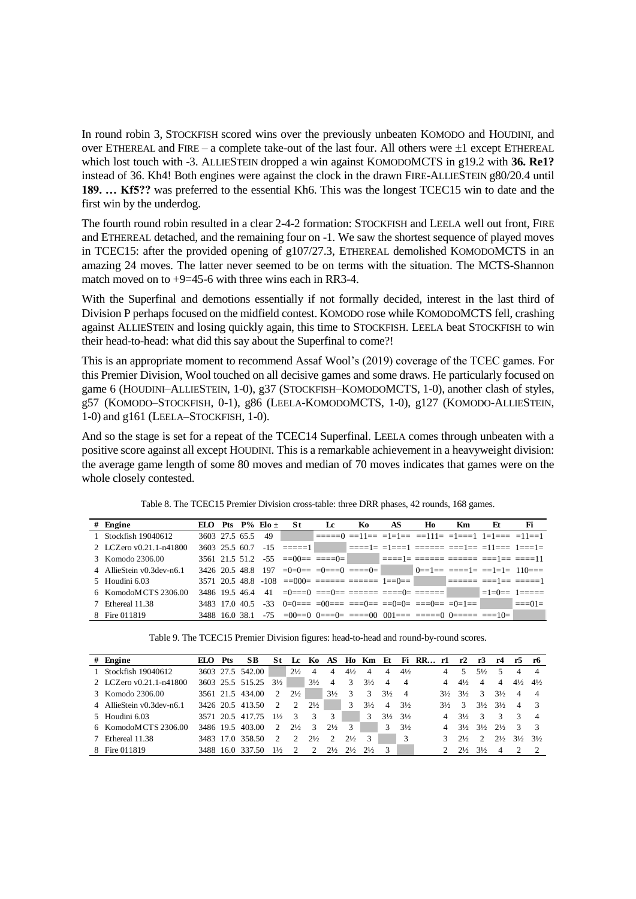In round robin 3, STOCKFISH scored wins over the previously unbeaten KOMODO and HOUDINI, and over ETHEREAL and FIRE – a complete take-out of the last four. All others were ±1 except ETHEREAL which lost touch with -3. ALLIESTEIN dropped a win against KOMODOMCTS in g19.2 with **36. Re1?** instead of 36. Kh4! Both engines were against the clock in the drawn FIRE-ALLIESTEIN g80/20.4 until **189. … Kf5??** was preferred to the essential Kh6. This was the longest TCEC15 win to date and the first win by the underdog.

The fourth round robin resulted in a clear 2-4-2 formation: STOCKFISH and LEELA well out front, FIRE and ETHEREAL detached, and the remaining four on -1. We saw the shortest sequence of played moves in TCEC15: after the provided opening of g107/27.3, ETHEREAL demolished KOMODOMCTS in an amazing 24 moves. The latter never seemed to be on terms with the situation. The MCTS-Shannon match moved on to +9=45-6 with three wins each in RR3-4.

With the Superfinal and demotions essentially if not formally decided, interest in the last third of Division P perhaps focused on the midfield contest. KOMODO rose while KOMODOMCTS fell, crashing against ALLIESTEIN and losing quickly again, this time to STOCKFISH. LEELA beat STOCKFISH to win their head-to-head: what did this say about the Superfinal to come?!

This is an appropriate moment to recommend Assaf Wool's (2019) coverage of the TCEC games. For this Premier Division, Wool touched on all decisive games and some draws. He particularly focused on game 6 (HOUDINI–ALLIESTEIN, 1-0), g37 (STOCKFISH–KOMODOMCTS, 1-0), another clash of styles, g57 (KOMODO–STOCKFISH, 0-1), g86 (LEELA-KOMODOMCTS, 1-0), g127 (KOMODO-ALLIESTEIN, 1-0) and g161 (LEELA–STOCKFISH, 1-0).

And so the stage is set for a repeat of the TCEC14 Superfinal. LEELA comes through unbeaten with a positive score against all except HOUDINI. This is a remarkable achievement in a heavyweight division: the average game length of some 80 moves and median of 70 moves indicates that games were on the whole closely contested.

Table 8. The TCEC15 Premier Division cross-table: three DRR phases, 42 rounds, 168 games.

| # | Engine | ELO | Pts | P% | Elo ± | St | Lc | Ko | AS | Ho | Km | Et | Fi |
|---|---|---|---|---|---|---|---|---|---|---|---|---|---|
| 1 | Stockfish 19040612 | 3603 | 27.5 | 65.5 | 49 | | =====0 | ==11== | =1=1== | ==111= | =1===1 | 1=1=== | =11==1 |
| 2 | LCZero v0.21.1-n41800 | 3603 | 25.5 | 60.7 | -15 | =====1 | | ====1= | =1===1 | ====== | ===1== | =11=== | 1===1= |
| 3 | Komodo 2306.00 | 3561 | 21.5 | 51.2 | -55 | ==00== | ====0= | | ====1= | ====== | ====== | ===1== | ====11 |
| 4 | AllieStein v0.3dev-n6.1 | 3426 | 20.5 | 48.8 | 197 | =0=0== | =0===0 | ====0= | | 0==1== | ====1= | ==1=1= | 110=== |
| 5 | Houdini 6.03 | 3571 | 20.5 | 48.8 | -108 | ==000= | ====== | ====== | 1==0== | | ====== | ===1== | =====1 |
| 6 | KomodoMCTS 2306.00 | 3486 | 19.5 | 46.4 | 41 | =0===0 | ===0== | ====== | ====0= | ====== | | =1=0== | 1===== |
| 7 | Ethereal 11.38 | 3483 | 17.0 | 40.5 | -33 | 0=0=== | =00=== | ===0== | ==0=0= | ===0== | =0=1== | | ===01= |
| 8 | Fire 011819 | 3488 | 16.0 | 38.1 | -75 | =00==0 | 0===0= | ====00 | 001=== | =====0 | 0===== | ===10= | |

Table 9. The TCEC15 Premier Division figures: head-to-head and round-by-round scores.

| # | Engine | ELO | Pts | SB | St | Lc | Ko | AS | Ho | Km | Et | Fi | RR… | r1 | r2 | r3 | r4 | r5 | r6 |
|---|---|---|---|---|---|---|---|---|---|---|---|---|---|---|---|---|---|---|---|
| 1 | Stockfish 19040612 | 3603 | 27.5 | 542.00 | | 2½ | 4 | 4 | 4½ | 4 | 4 | 4½ | | 4 | 5 | 5½ | 5 | 4 | 4 |
| 2 | LCZero v0.21.1-n41800 | 3603 | 25.5 | 515.25 | 3½ | | 3½ | 4 | 3 | 3½ | 4 | 4 | | 4 | 4½ | 4 | 4 | 4½ | 4½ |
| 3 | Komodo 2306.00 | 3561 | 21.5 | 434.00 | 2 | 2½ | | 3½ | 3 | 3 | 3½ | 4 | | 3½ | 3½ | 3 | 3½ | 4 | 4 |
| 4 | AllieStein v0.3dev-n6.1 | 3426 | 20.5 | 413.50 | 2 | 2 | 2½ | | 3 | 3½ | 4 | 3½ | | 3½ | 3 | 3½ | 3½ | 4 | 3 |
| 5 | Houdini 6.03 | 3571 | 20.5 | 417.75 | 1½ | 3 | 3 | 3 | | 3 | 3½ | 3½ | | 4 | 3½ | 3 | 3 | 3 | 4 |
| 6 | KomodoMCTS 2306.00 | 3486 | 19.5 | 403.00 | 2 | 2½ | 3 | 2½ | 3 | | 3 | 3½ | | 4 | 3½ | 3½ | 2½ | 3 | 3 |
| 7 | Ethereal 11.38 | 3483 | 17.0 | 358.50 | 2 | 2 | 2½ | 2 | 2½ | 3 | | 3 | | 3 | 2½ | 2 | 2½ | 3½ | 3½ |
| 8 | Fire 011819 | 3488 | 16.0 | 337.50 | 1½ | 2 | 2 | 2½ | 2½ | 2½ | 3 | | | 2 | 2½ | 3½ | 4 | 2 | 2 |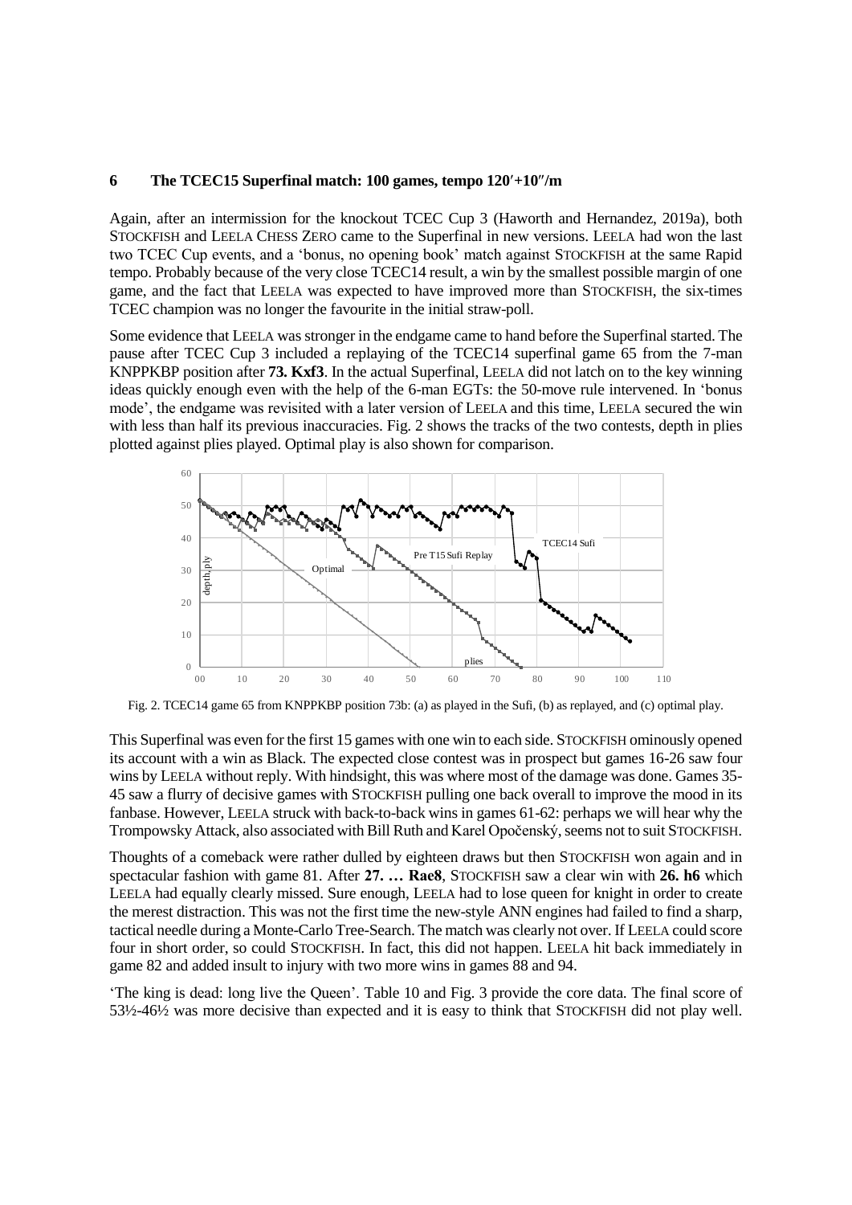## 6 The TCEC15 Superfinal match: 100 games, tempo 120′+10″/m

Again, after an intermission for the knockout TCEC Cup 3 (Haworth and Hernandez, 2019a), both STOCKFISH and LEELA CHESS ZERO came to the Superfinal in new versions. LEELA had won the last two TCEC Cup events, and a 'bonus, no opening book' match against STOCKFISH at the same Rapid tempo. Probably because of the very close TCEC14 result, a win by the smallest possible margin of one game, and the fact that LEELA was expected to have improved more than STOCKFISH, the six-times TCEC champion was no longer the favourite in the initial straw-poll.

Some evidence that LEELA was stronger in the endgame came to hand before the Superfinal started. The pause after TCEC Cup 3 included a replaying of the TCEC14 superfinal game 65 from the 7-man KNPPKBP position after **73. Kxf3**. In the actual Superfinal, LEELA did not latch on to the key winning ideas quickly enough even with the help of the 6-man EGTs: the 50-move rule intervened. In 'bonus mode', the endgame was revisited with a later version of LEELA and this time, LEELA secured the win with less than half its previous inaccuracies. Fig. 2 shows the tracks of the two contests, depth in plies plotted against plies played. Optimal play is also shown for comparison.

Fig. 2. TCEC14 game 65 from KNPPKBP position 73b: (a) as played in the Sufi, (b) as replayed, and (c) optimal play.

This Superfinal was even for the first 15 games with one win to each side. STOCKFISH ominously opened its account with a win as Black. The expected close contest was in prospect but games 16-26 saw four wins by LEELA without reply. With hindsight, this was where most of the damage was done. Games 35-45 saw a flurry of decisive games with STOCKFISH pulling one back overall to improve the mood in its fanbase. However, LEELA struck with back-to-back wins in games 61-62: perhaps we will hear why the Trompowsky Attack, also associated with Bill Ruth and Karel Opočenský, seems not to suit STOCKFISH.

Thoughts of a comeback were rather dulled by eighteen draws but then STOCKFISH won again and in spectacular fashion with game 81. After **27. … Rae8**, STOCKFISH saw a clear win with **26. h6** which LEELA had equally clearly missed. Sure enough, LEELA had to lose queen for knight in order to create the merest distraction. This was not the first time the new-style ANN engines had failed to find a sharp, tactical needle during a Monte-Carlo Tree-Search. The match was clearly not over. If LEELA could score four in short order, so could STOCKFISH. In fact, this did not happen. LEELA hit back immediately in game 82 and added insult to injury with two more wins in games 88 and 94.

'The king is dead: long live the Queen'. Table 10 and Fig. 3 provide the core data. The final score of 53½-46½ was more decisive than expected and it is easy to think that STOCKFISH did not play well.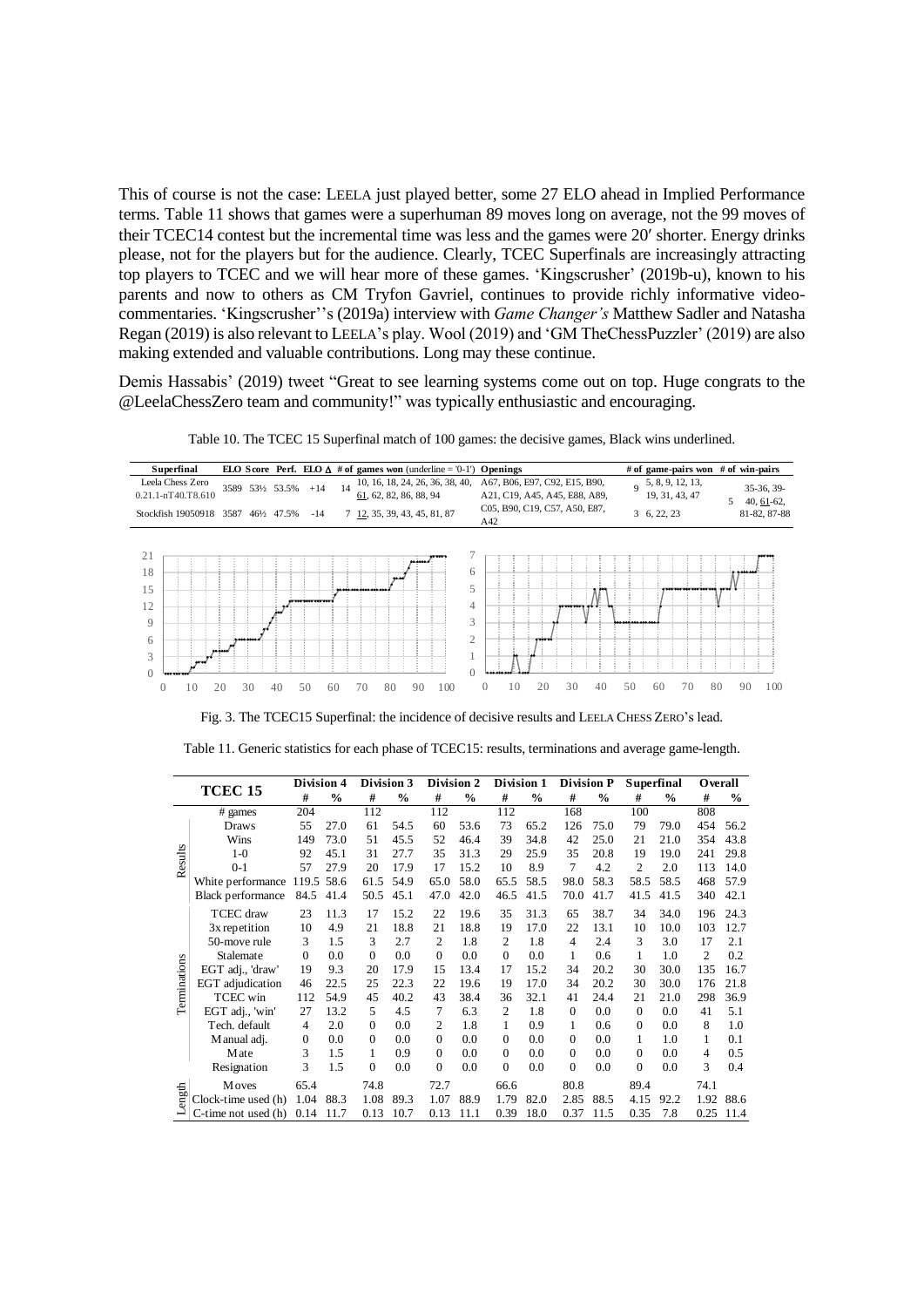This of course is not the case: LEELA just played better, some 27 ELO ahead in Implied Performance terms. Table 11 shows that games were a superhuman 89 moves long on average, not the 99 moves of their TCEC14 contest but the incremental time was less and the games were 20′ shorter. Energy drinks please, not for the players but for the audience. Clearly, TCEC Superfinals are increasingly attracting top players to TCEC and we will hear more of these games. 'Kingscrusher' (2019b-u), known to his parents and now to others as CM Tryfon Gavriel, continues to provide richly informative video-commentaries. 'Kingscrusher''s (2019a) interview with *Game Changer's* Matthew Sadler and Natasha Regan (2019) is also relevant to LEELA's play. Wool (2019) and 'GM TheChessPuzzler' (2019) are also making extended and valuable contributions. Long may these continue.

Demis Hassabis' (2019) tweet "Great to see learning systems come out on top. Huge congrats to the @LeelaChessZero team and community!" was typically enthusiastic and encouraging.

Table 10. The TCEC 15 Superfinal match of 100 games: the decisive games, Black wins underlined.

| Superfinal | ELO | Score | Perf. | ELO Δ | # of games won (underline = '0-1') | | Openings | # of game-pairs won | | # of win-pairs | |
|---|---|---|---|---|---|---|---|---|---|---|---|
| Leela Chess Zero 0.21.1-nT40.T8.610 | 3589 | 53½ | 53.5% | +14 | 14 | 10, 16, 18, 24, 26, 36, 38, 40, <u>61</u>, 62, 82, 86, 88, 94 | A67, B06, E97, C92, E15, B90, A21, C19, A45, A45, E88, A89, | 9 | 5, 8, 9, 12, 13, 19, 31, 43, 47 | 5 | 35-36, 39-40, <u>61</u>-62, 81-82, 87-88 |
| Stockfish 19050918 | 3587 | 46½ | 47.5% | -14 | 7 | <u>12</u>, 35, 39, 43, 45, 81, 87 | C05, B90, C19, C57, A50, E87, A42 | 3 | 6, 22, 23 | | |

Fig. 3. The TCEC15 Superfinal: the incidence of decisive results and LEELA CHESS ZERO's lead.

Table 11. Generic statistics for each phase of TCEC15: results, terminations and average game-length.

| | TCEC 15 | Division 4 # | Division 4 % | Division 3 # | Division 3 % | Division 2 # | Division 2 % | Division 1 # | Division 1 % | Division P # | Division P % | Superfinal # | Superfinal % | Overall # | Overall % |
|---|---|---|---|---|---|---|---|---|---|---|---|---|---|---|---|
| Results | # games | 204 | | 112 | | 112 | | 112 | | 168 | | 100 | | 808 | |
| | Draws | 55 | 27.0 | 61 | 54.5 | 60 | 53.6 | 73 | 65.2 | 126 | 75.0 | 79 | 79.0 | 454 | 56.2 |
| | Wins | 149 | 73.0 | 51 | 45.5 | 52 | 46.4 | 39 | 34.8 | 42 | 25.0 | 21 | 21.0 | 354 | 43.8 |
| | 1-0 | 92 | 45.1 | 31 | 27.7 | 35 | 31.3 | 29 | 25.9 | 35 | 20.8 | 19 | 19.0 | 241 | 29.8 |
| | 0-1 | 57 | 27.9 | 20 | 17.9 | 17 | 15.2 | 10 | 8.9 | 7 | 4.2 | 2 | 2.0 | 113 | 14.0 |
| | White performance | 119.5 | 58.6 | 61.5 | 54.9 | 65.0 | 58.0 | 65.5 | 58.5 | 98.0 | 58.3 | 58.5 | 58.5 | 468 | 57.9 |
| | Black performance | 84.5 | 41.4 | 50.5 | 45.1 | 47.0 | 42.0 | 46.5 | 41.5 | 70.0 | 41.7 | 41.5 | 41.5 | 340 | 42.1 |
| Terminations | TCEC draw | 23 | 11.3 | 17 | 15.2 | 22 | 19.6 | 35 | 31.3 | 65 | 38.7 | 34 | 34.0 | 196 | 24.3 |
| | 3x repetition | 10 | 4.9 | 21 | 18.8 | 21 | 18.8 | 19 | 17.0 | 22 | 13.1 | 10 | 10.0 | 103 | 12.7 |
| | 50-move rule | 3 | 1.5 | 3 | 2.7 | 2 | 1.8 | 2 | 1.8 | 4 | 2.4 | 3 | 3.0 | 17 | 2.1 |
| | Stalemate | 0 | 0.0 | 0 | 0.0 | 0 | 0.0 | 0 | 0.0 | 1 | 0.6 | 1 | 1.0 | 2 | 0.2 |
| | EGT adj., 'draw' | 19 | 9.3 | 20 | 17.9 | 15 | 13.4 | 17 | 15.2 | 34 | 20.2 | 30 | 30.0 | 135 | 16.7 |
| | EGT adjudication | 46 | 22.5 | 25 | 22.3 | 22 | 19.6 | 19 | 17.0 | 34 | 20.2 | 30 | 30.0 | 176 | 21.8 |
| | TCEC win | 112 | 54.9 | 45 | 40.2 | 43 | 38.4 | 36 | 32.1 | 41 | 24.4 | 21 | 21.0 | 298 | 36.9 |
| | EGT adj., 'win' | 27 | 13.2 | 5 | 4.5 | 7 | 6.3 | 2 | 1.8 | 0 | 0.0 | 0 | 0.0 | 41 | 5.1 |
| | Tech. default | 4 | 2.0 | 0 | 0.0 | 2 | 1.8 | 1 | 0.9 | 1 | 0.6 | 0 | 0.0 | 8 | 1.0 |
| | Manual adj. | 0 | 0.0 | 0 | 0.0 | 0 | 0.0 | 0 | 0.0 | 0 | 0.0 | 1 | 1.0 | 1 | 0.1 |
| | Mate | 3 | 1.5 | 1 | 0.9 | 0 | 0.0 | 0 | 0.0 | 0 | 0.0 | 0 | 0.0 | 4 | 0.5 |
| | Resignation | 3 | 1.5 | 0 | 0.0 | 0 | 0.0 | 0 | 0.0 | 0 | 0.0 | 0 | 0.0 | 3 | 0.4 |
| Length | Moves | 65.4 | | 74.8 | | 72.7 | | 66.6 | | 80.8 | | 89.4 | | 74.1 | |
| | Clock-time used (h) | 1.04 | 88.3 | 1.08 | 89.3 | 1.07 | 88.9 | 1.79 | 82.0 | 2.85 | 88.5 | 4.15 | 92.2 | 1.92 | 88.6 |
| | C-time not used (h) | 0.14 | 11.7 | 0.13 | 10.7 | 0.13 | 11.1 | 0.39 | 18.0 | 0.37 | 11.5 | 0.35 | 7.8 | 0.25 | 11.4 |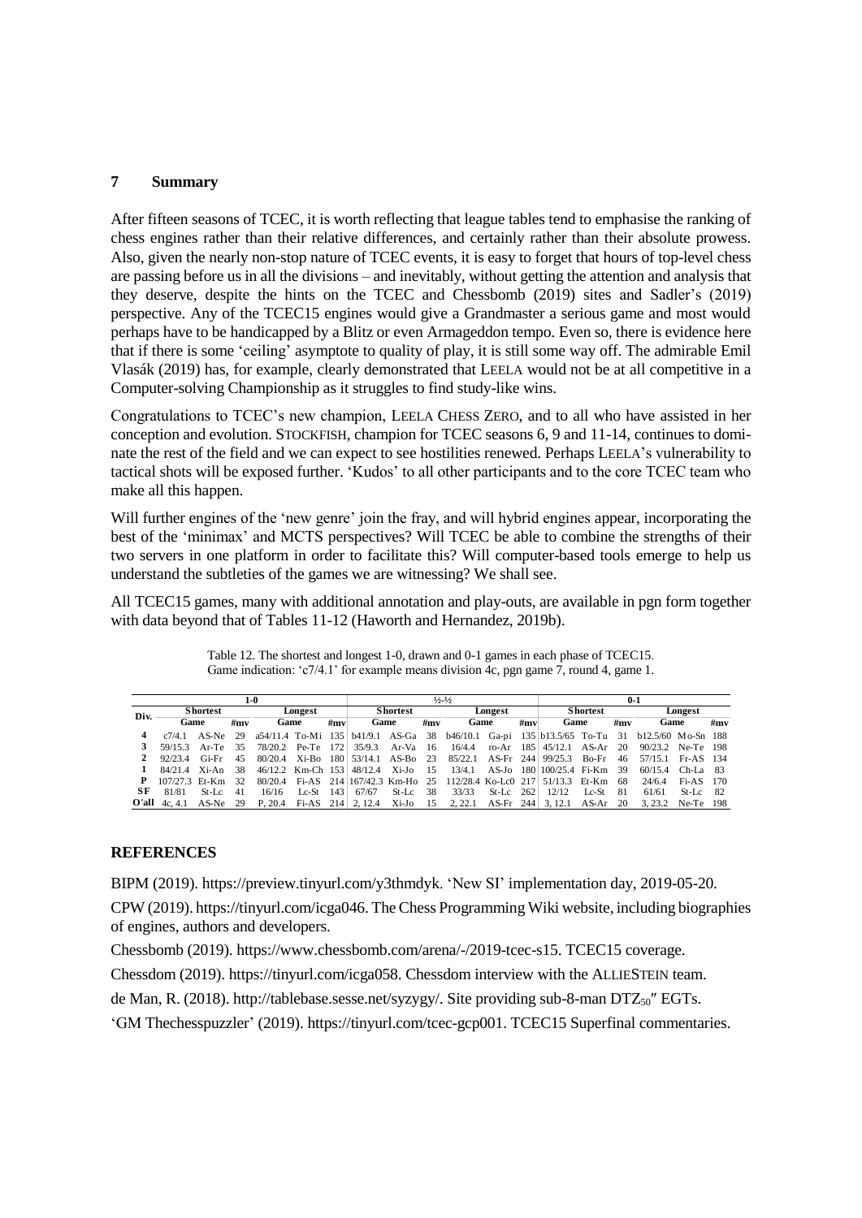## 7 Summary

After fifteen seasons of TCEC, it is worth reflecting that league tables tend to emphasise the ranking of chess engines rather than their relative differences, and certainly rather than their absolute prowess. Also, given the nearly non-stop nature of TCEC events, it is easy to forget that hours of top-level chess are passing before us in all the divisions – and inevitably, without getting the attention and analysis that they deserve, despite the hints on the TCEC and Chessbomb (2019) sites and Sadler's (2019) perspective. Any of the TCEC15 engines would give a Grandmaster a serious game and most would perhaps have to be handicapped by a Blitz or even Armageddon tempo. Even so, there is evidence here that if there is some 'ceiling' asymptote to quality of play, it is still some way off. The admirable Emil Vlasák (2019) has, for example, clearly demonstrated that LEELA would not be at all competitive in a Computer-solving Championship as it struggles to find study-like wins.

Congratulations to TCEC's new champion, LEELA CHESS ZERO, and to all who have assisted in her conception and evolution. STOCKFISH, champion for TCEC seasons 6, 9 and 11-14, continues to dominate the rest of the field and we can expect to see hostilities renewed. Perhaps LEELA's vulnerability to tactical shots will be exposed further. 'Kudos' to all other participants and to the core TCEC team who make all this happen.

Will further engines of the 'new genre' join the fray, and will hybrid engines appear, incorporating the best of the 'minimax' and MCTS perspectives? Will TCEC be able to combine the strengths of their two servers in one platform in order to facilitate this? Will computer-based tools emerge to help us understand the subtleties of the games we are witnessing? We shall see.

All TCEC15 games, many with additional annotation and play-outs, are available in pgn form together with data beyond that of Tables 11-12 (Haworth and Hernandez, 2019b).

Table 12. The shortest and longest 1-0, drawn and 0-1 games in each phase of TCEC15.
Game indication: 'c7/4.1' for example means division 4c, pgn game 7, round 4, game 1.

| Div. | 1-0 | | | | | | ½-½ | | | | | | 0-1 | | | | | |
|---|---|---|---|---|---|---|---|---|---|---|---|---|---|---|---|---|---|---|
| | Shortest | | | Longest | | | Shortest | | | Longest | | | Shortest | | | Longest | | |
| | Game | | #mv | Game | | #mv | Game | | #mv | Game | | #mv | Game | | #mv | Game | | #mv |
| 4 | c7/4.1 | AS-Ne | 29 | a54/11.4 | To-Mi | 135 | b41/9.1 | AS-Ga | 38 | b46/10.1 | Ga-pi | 135 | b13.5/65 | To-Tu | 31 | b12.5/60 | Mo-Sn | 188 |
| 3 | 59/15.3 | Ar-Te | 35 | 78/20.2 | Pe-Te | 172 | 35/9.3 | Ar-Va | 16 | 16/4.4 | ro-Ar | 185 | 45/12.1 | AS-Ar | 20 | 90/23.2 | Ne-Te | 198 |
| 2 | 92/23.4 | Gi-Fr | 45 | 80/20.4 | Xi-Bo | 180 | 53/14.1 | AS-Bo | 23 | 85/22.1 | AS-Fr | 244 | 99/25.3 | Bo-Fr | 46 | 57/15.1 | Fr-AS | 134 |
| 1 | 84/21.4 | Xi-An | 38 | 46/12.2 | Km-Ch | 153 | 48/12.4 | Xi-Jo | 15 | 13/4.1 | AS-Jo | 180 | 100/25.4 | Fi-Km | 39 | 60/15.4 | Ch-La | 83 |
| P | 107/27.3 | Et-Km | 32 | 80/20.4 | Fi-AS | 214 | 167/42.3 | Km-Ho | 25 | 112/28.4 | Ko-Lc0 | 217 | 51/13.3 | Et-Km | 68 | 24/6.4 | Fi-AS | 170 |
| SF | 81/81 | St-Lc | 41 | 16/16 | Lc-St | 143 | 67/67 | St-Lc | 38 | 33/33 | St-Lc | 262 | 12/12 | Lc-St | 81 | 61/61 | St-Lc | 82 |
| O'all | 4c, 4.1 | AS-Ne | 29 | P, 20.4 | Fi-AS | 214 | 2, 12.4 | Xi-Jo | 15 | 2, 22.1 | AS-Fr | 244 | 3, 12.1 | AS-Ar | 20 | 3, 23.2 | Ne-Te | 198 |

## REFERENCES

BIPM (2019). https://preview.tinyurl.com/y3thmdyk. 'New SI' implementation day, 2019-05-20.

CPW (2019). https://tinyurl.com/icga046. The Chess Programming Wiki website, including biographies of engines, authors and developers.

Chessbomb (2019). https://www.chessbomb.com/arena/-/2019-tcec-s15. TCEC15 coverage.

Chessdom (2019). https://tinyurl.com/icga058. Chessdom interview with the ALLIESTEIN team.

de Man, R. (2018). http://tablebase.sesse.net/syzygy/. Site providing sub-8-man $DTZ_{50}''$ EGTs.

'GM Thechesspuzzler' (2019). https://tinyurl.com/tcec-gcp001. TCEC15 Superfinal commentaries.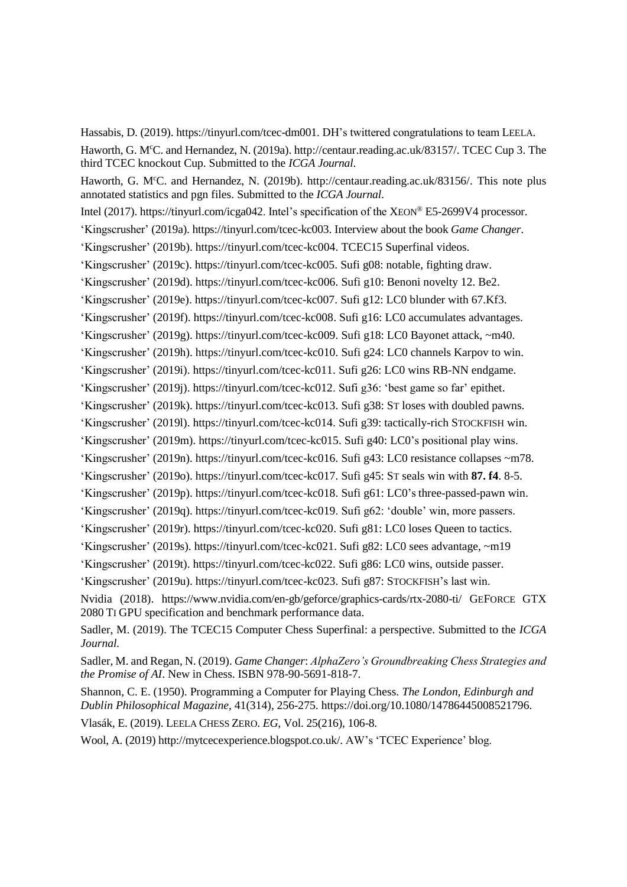Hassabis, D. (2019). https://tinyurl.com/tcec-dm001. DH's twittered congratulations to team LEELA.

Haworth, G. M[c]C. and Hernandez, N. (2019a). http://centaur.reading.ac.uk/83157/. TCEC Cup 3. The third TCEC knockout Cup. Submitted to the *ICGA Journal*.

Haworth, G. M[c]C. and Hernandez, N. (2019b). http://centaur.reading.ac.uk/83156/. This note plus annotated statistics and pgn files. Submitted to the *ICGA Journal*.

Intel (2017). https://tinyurl.com/icga042. Intel's specification of the XEON® E5-2699V4 processor.

'Kingscrusher' (2019a). https://tinyurl.com/tcec-kc003. Interview about the book *Game Changer*.

'Kingscrusher' (2019b). https://tinyurl.com/tcec-kc004. TCEC15 Superfinal videos.

'Kingscrusher' (2019c). https://tinyurl.com/tcec-kc005. Sufi g08: notable, fighting draw.

'Kingscrusher' (2019d). https://tinyurl.com/tcec-kc006. Sufi g10: Benoni novelty 12. Be2.

'Kingscrusher' (2019e). https://tinyurl.com/tcec-kc007. Sufi g12: LC0 blunder with 67.Kf3.

'Kingscrusher' (2019f). https://tinyurl.com/tcec-kc008. Sufi g16: LC0 accumulates advantages.

'Kingscrusher' (2019g). https://tinyurl.com/tcec-kc009. Sufi g18: LC0 Bayonet attack, ~m40.

'Kingscrusher' (2019h). https://tinyurl.com/tcec-kc010. Sufi g24: LC0 channels Karpov to win.

'Kingscrusher' (2019i). https://tinyurl.com/tcec-kc011. Sufi g26: LC0 wins RB-NN endgame.

'Kingscrusher' (2019j). https://tinyurl.com/tcec-kc012. Sufi g36: 'best game so far' epithet.

'Kingscrusher' (2019k). https://tinyurl.com/tcec-kc013. Sufi g38: ST loses with doubled pawns.

'Kingscrusher' (2019l). https://tinyurl.com/tcec-kc014. Sufi g39: tactically-rich STOCKFISH win.

'Kingscrusher' (2019m). https://tinyurl.com/tcec-kc015. Sufi g40: LC0's positional play wins.

'Kingscrusher' (2019n). https://tinyurl.com/tcec-kc016. Sufi g43: LC0 resistance collapses ~m78.

'Kingscrusher' (2019o). https://tinyurl.com/tcec-kc017. Sufi g45: ST seals win with **87. f4**. 8-5.

'Kingscrusher' (2019p). https://tinyurl.com/tcec-kc018. Sufi g61: LC0's three-passed-pawn win.

'Kingscrusher' (2019q). https://tinyurl.com/tcec-kc019. Sufi g62: 'double' win, more passers.

'Kingscrusher' (2019r). https://tinyurl.com/tcec-kc020. Sufi g81: LC0 loses Queen to tactics.

'Kingscrusher' (2019s). https://tinyurl.com/tcec-kc021. Sufi g82: LC0 sees advantage, ~m19

'Kingscrusher' (2019t). https://tinyurl.com/tcec-kc022. Sufi g86: LC0 wins, outside passer.

'Kingscrusher' (2019u). https://tinyurl.com/tcec-kc023. Sufi g87: STOCKFISH's last win.

Nvidia (2018). https://www.nvidia.com/en-gb/geforce/graphics-cards/rtx-2080-ti/ GEFORCE GTX 2080 TI GPU specification and benchmark performance data.

Sadler, M. (2019). The TCEC15 Computer Chess Superfinal: a perspective. Submitted to the *ICGA Journal*.

Sadler, M. and Regan, N. (2019). *Game Changer*: *AlphaZero's Groundbreaking Chess Strategies and the Promise of AI*. New in Chess. ISBN 978-90-5691-818-7.

Shannon, C. E. (1950). Programming a Computer for Playing Chess. *The London, Edinburgh and Dublin Philosophical Magazine*, 41(314), 256-275. https://doi.org/10.1080/14786445008521796.

Vlasák, E. (2019). LEELA CHESS ZERO. *EG*, Vol. 25(216), 106-8.

Wool, A. (2019) http://mytcecexperience.blogspot.co.uk/. AW's 'TCEC Experience' blog.